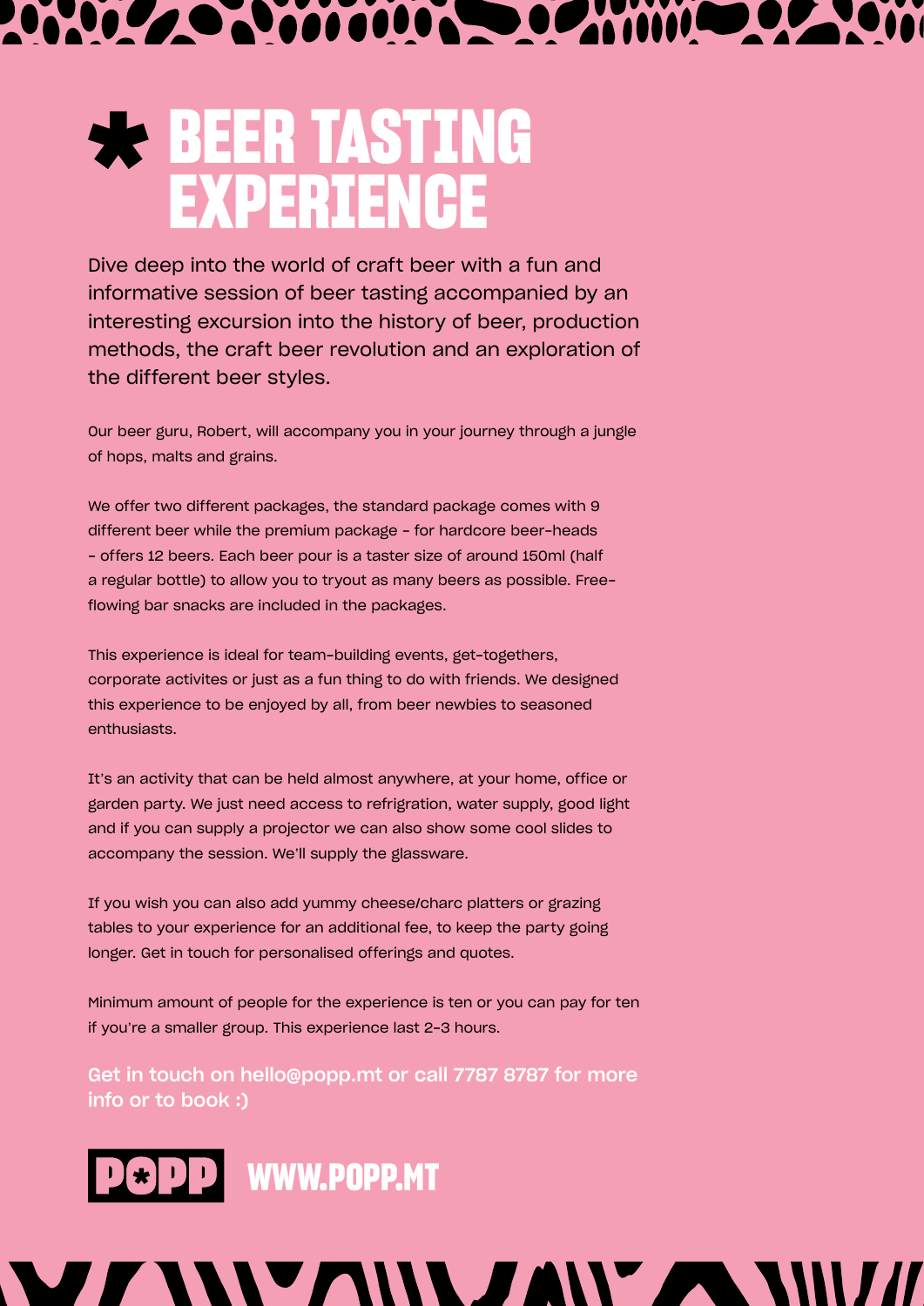# * BEER TASTING EXPERIENCE

Dive deep into the world of craft beer with a fun and informative session of beer tasting accompanied by an interesting excursion into the history of beer, production methods, the craft beer revolution and an exploration of the different beer styles.

Our beer guru, Robert, will accompany you in your journey through a jungle of hops, malts and grains.

We offer two different packages, the standard package comes with 9 different beer while the premium package - for hardcore beer-heads - offers 12 beers. Each beer pour is a taster size of around 150ml (half a regular bottle) to allow you to tryout as many beers as possible. Free-flowing bar snacks are included in the packages.

This experience is ideal for team-building events, get-togethers, corporate activites or just as a fun thing to do with friends. We designed this experience to be enjoyed by all, from beer newbies to seasoned enthusiasts.

It's an activity that can be held almost anywhere, at your home, office or garden party. We just need access to refrigration, water supply, good light and if you can supply a projector we can also show some cool slides to accompany the session. We'll supply the glassware.

If you wish you can also add yummy cheese/charc platters or grazing tables to your experience for an additional fee, to keep the party going longer. Get in touch for personalised offerings and quotes.

Minimum amount of people for the experience is ten or you can pay for ten if you're a smaller group. This experience last 2-3 hours.

**Get in touch on hello@popp.mt or call 7787 8787 for more info or to book :)**

**POPP** **WWW.POPP.MT**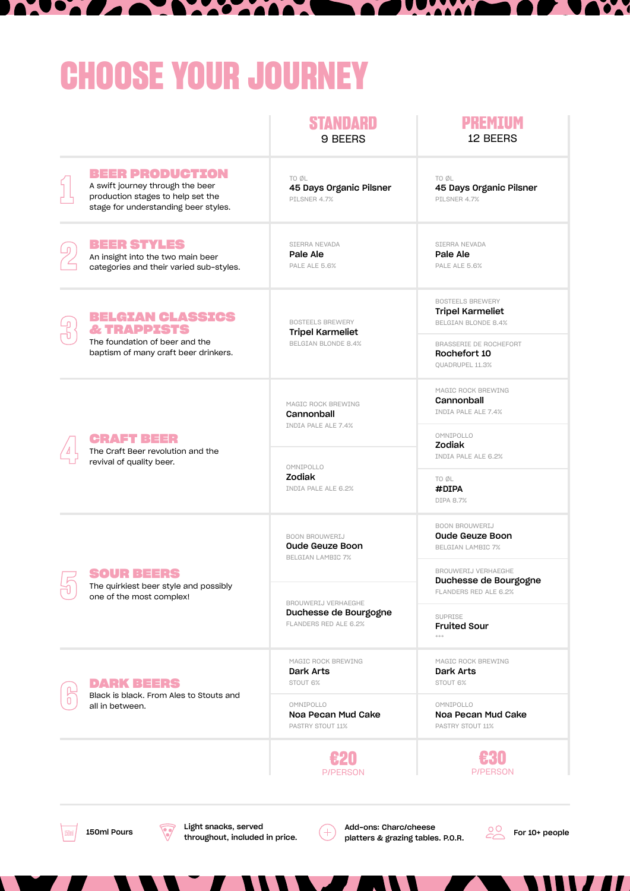# CHOOSE YOUR JOURNEY

| | STANDARD 9 BEERS | PREMIUM 12 BEERS |
|---|---|---|
| **1 BEER PRODUCTION** A swift journey through the beer production stages to help set the stage for understanding beer styles. | TO ØL **45 Days Organic Pilsner** PILSNER 4.7% | TO ØL **45 Days Organic Pilsner** PILSNER 4.7% |
| **2 BEER STYLES** An insight into the two main beer categories and their varied sub-styles. | SIERRA NEVADA **Pale Ale** PALE ALE 5.6% | SIERRA NEVADA **Pale Ale** PALE ALE 5.6% |
| **3 BELGIAN CLASSICS & TRAPPISTS** The foundation of beer and the baptism of many craft beer drinkers. | BOSTEELS BREWERY **Tripel Karmeliet** BELGIAN BLONDE 8.4% | BOSTEELS BREWERY **Tripel Karmeliet** BELGIAN BLONDE 8.4%<br>BRASSERIE DE ROCHEFORT **Rochefort 10** QUADRUPEL 11.3% |
| **4 CRAFT BEER** The Craft Beer revolution and the revival of quality beer. | MAGIC ROCK BREWING **Cannonball** INDIA PALE ALE 7.4%<br>OMNIPOLLO **Zodiak** INDIA PALE ALE 6.2% | MAGIC ROCK BREWING **Cannonball** INDIA PALE ALE 7.4%<br>OMNIPOLLO **Zodiak** INDIA PALE ALE 6.2%<br>TO ØL **#DIPA** DIPA 8.7% |
| **5 SOUR BEERS** The quirkiest beer style and possibly one of the most complex! | BOON BROUWERIJ **Oude Geuze Boon** BELGIAN LAMBIC 7%<br>BROUWERIJ VERHAEGHE **Duchesse de Bourgogne** FLANDERS RED ALE 6.2% | BOON BROUWERIJ **Oude Geuze Boon** BELGIAN LAMBIC 7%<br>BROUWERIJ VERHAEGHE **Duchesse de Bourgogne** FLANDERS RED ALE 6.2%<br>SUPRISE **Fruited Sour** ... |
| **6 DARK BEERS** Black is black. From Ales to Stouts and all in between. | MAGIC ROCK BREWING **Dark Arts** STOUT 6%<br>OMNIPOLLO **Noa Pecan Mud Cake** PASTRY STOUT 11% | MAGIC ROCK BREWING **Dark Arts** STOUT 6%<br>OMNIPOLLO **Noa Pecan Mud Cake** PASTRY STOUT 11% |
| | **€20** P/PERSON | **€30** P/PERSON |

150ml Pours

Light snacks, served throughout, included in price.

Add-ons: Charc/cheese platters & grazing tables. P.O.R.

For 10+ people